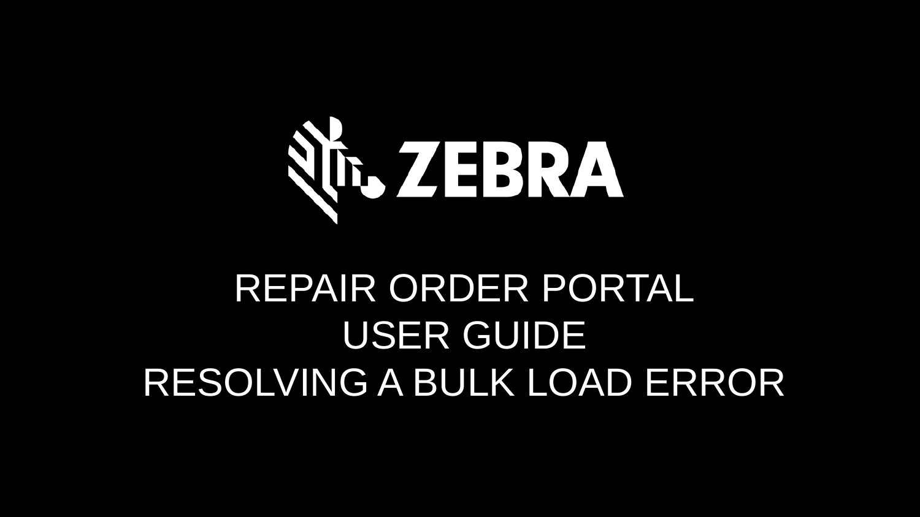ZEBRA

# REPAIR ORDER PORTAL USER GUIDE RESOLVING A BULK LOAD ERROR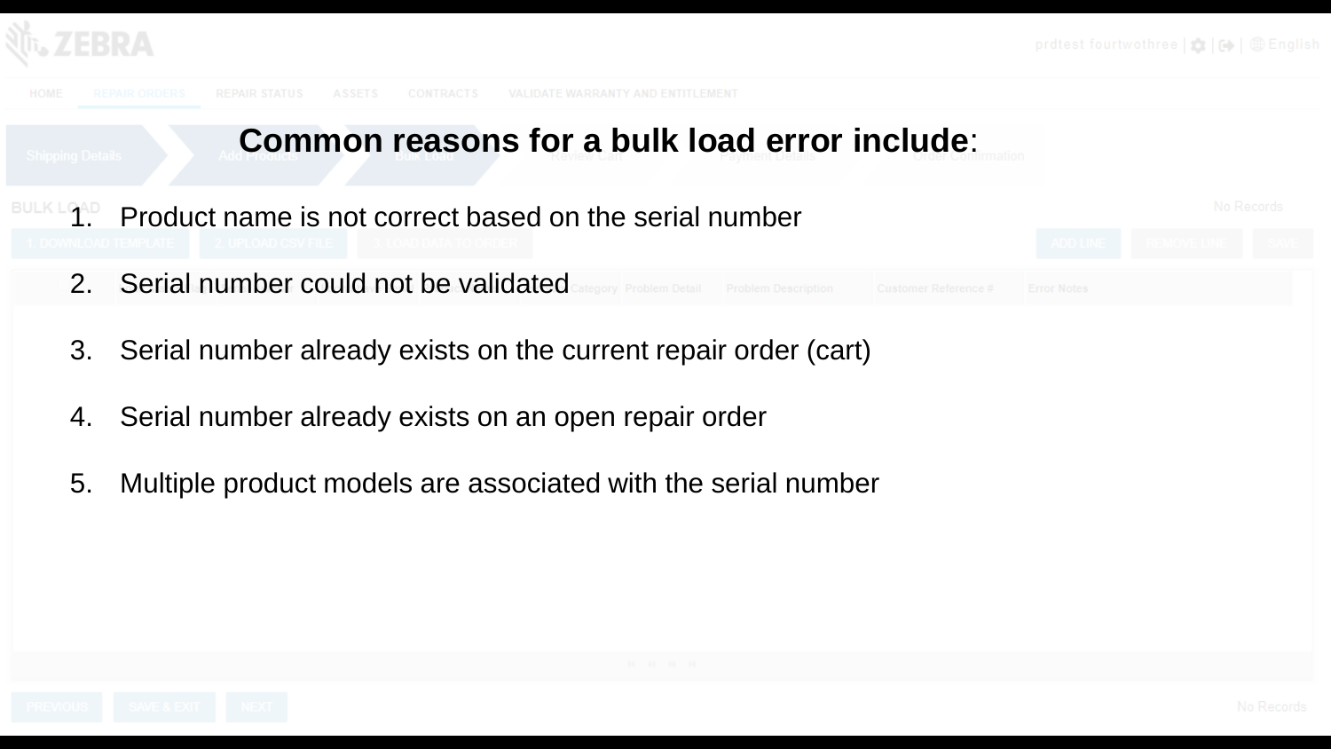**Common reasons for a bulk load error include**:

1. Product name is not correct based on the serial number
2. Serial number could not be validated
3. Serial number already exists on the current repair order (cart)
4. Serial number already exists on an open repair order
5. Multiple product models are associated with the serial number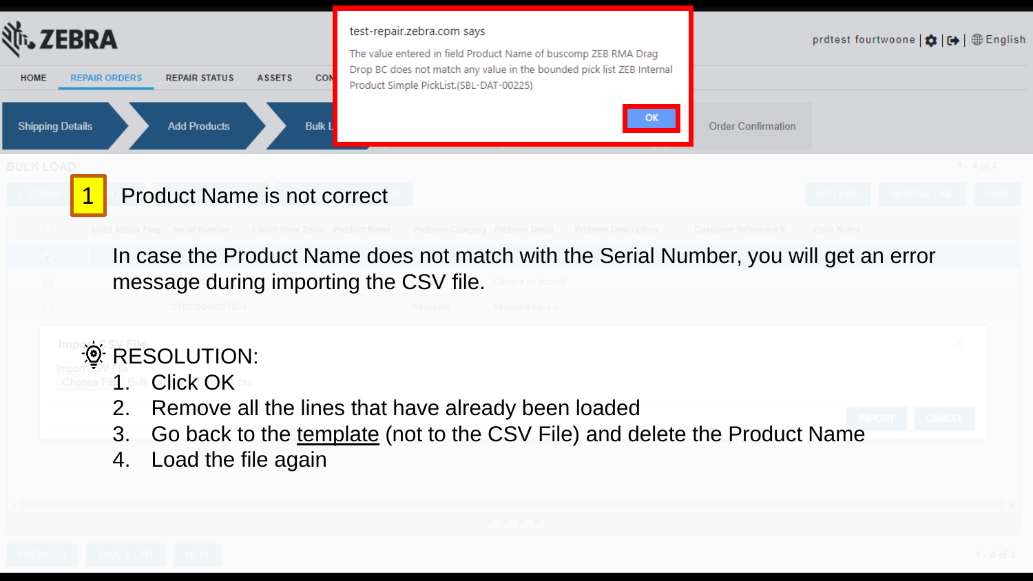test-repair.zebra.com says

The value entered in field Product Name of buscomp ZEB RMA Drag Drop BC does not match any value in the bounded pick list ZEB Internal Product Simple PickList.(SBL-DAT-00225)

OK

## 1 Product Name is not correct

In case the Product Name does not match with the Serial Number, you will get an error message during importing the CSV file.

RESOLUTION:

1. Click OK
2. Remove all the lines that have already been loaded
3. Go back to the template (not to the CSV File) and delete the Product Name
4. Load the file again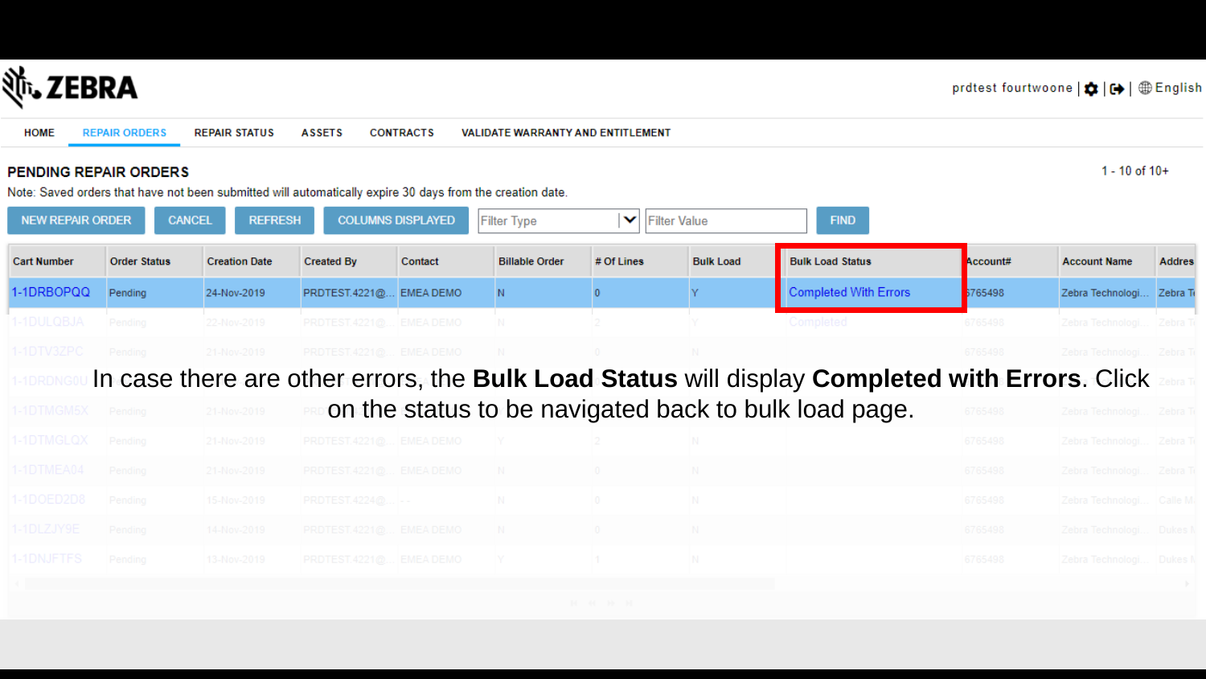ZEBRA

prdtest fourtwoone | English

HOME | REPAIR ORDERS | REPAIR STATUS | ASSETS | CONTRACTS | VALIDATE WARRANTY AND ENTITLEMENT

## PENDING REPAIR ORDERS

1 - 10 of 10+

Note: Saved orders that have not been submitted will automatically expire 30 days from the creation date.

NEW REPAIR ORDER | CANCEL | REFRESH | COLUMNS DISPLAYED | Filter Type | Filter Value | FIND

| Cart Number | Order Status | Creation Date | Created By | Contact | Billable Order | # Of Lines | Bulk Load | Bulk Load Status | Account# | Account Name | Addres |
|---|---|---|---|---|---|---|---|---|---|---|---|
| 1-1DRBOPQQ | Pending | 24-Nov-2019 | PRDTEST.4221@... | EMEA DEMO | N | 0 | Y | Completed With Errors | 6765498 | Zebra Technologi... | Zebra T |
| 1-1DULQBJA | Pending | 22-Nov-2019 | PRDTEST.4221@... | EMEA DEMO | N | 2 | Y | Completed | 6765498 | Zebra Technologi... | Zebra T |
| 1-1DTV3ZPC | Pending | 21-Nov-2019 | PRDTEST.4221@... | EMEA DEMO | N | 0 | N | | 6765498 | Zebra Technologi... | Zebra T |
| 1-1DRDNG0U | | | | | | | | | | | Zebra T |
| 1-1DTMGM5X | Pending | 21-Nov-2019 | PRD | | | | | | 6765498 | Zebra Technologi... | Zebra T |
| 1-1DTMGLQX | Pending | 21-Nov-2019 | PRDTEST.4221@... | EMEA DEMO | Y | 2 | N | | 6765498 | Zebra Technologi... | Zebra T |
| 1-1DTMEA04 | Pending | 21-Nov-2019 | PRDTEST.4221@... | EMEA DEMO | N | 0 | N | | 6765498 | Zebra Technologi... | Zebra T |
| 1-1DOED2D8 | Pending | 15-Nov-2019 | PRDTEST.4224@... | - - | N | 0 | N | | 6765498 | Zebra Technologi... | Calle M |
| 1-1DLZJY9E | Pending | 14-Nov-2019 | PRDTEST.4221@... | EMEA DEMO | N | 0 | N | | 6765498 | Zebra Technologi... | Dukes |
| 1-1DNJFTFS | Pending | 13-Nov-2019 | PRDTEST.4221@... | EMEA DEMO | Y | 1 | N | | 6765498 | Zebra Technologi... | Dukes |

In case there are other errors, the **Bulk Load Status** will display **Completed with Errors**. Click on the status to be navigated back to bulk load page.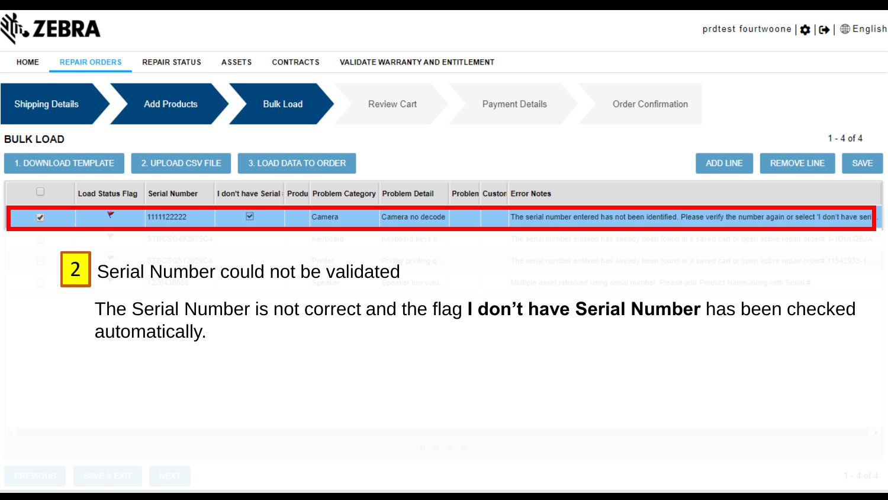ZEBRA

prdtest fourtwoone | English

HOME | REPAIR ORDERS | REPAIR STATUS | ASSETS | CONTRACTS | VALIDATE WARRANTY AND ENTITLEMENT

Shipping Details > Add Products > Bulk Load > Review Cart > Payment Details > Order Confirmation

## BULK LOAD

1 - 4 of 4

1. DOWNLOAD TEMPLATE | 2. UPLOAD CSV FILE | 3. LOAD DATA TO ORDER | ADD LINE | REMOVE LINE | SAVE

| | Load Status Flag | Serial Number | I don't have Serial | Produ | Problem Category | Problem Detail | Problen | Custor | Error Notes |
|---|---|---|---|---|---|---|---|---|---|
| ☑ | | 1111122222 | ☑ | | Camera | Camera no decode | | | The serial number entered has not been identified. Please verify the number again or select 'I don't have seri |
| ☐ | | STBCSG492675C4 | | | Keyboard | Keyboard keys n... | | | The serial number entered has already been found in a saved cart or open active repair order# 1-1DULQBJA |
| ☐ | | STBCSG512529C4 | | | Printer | Printer printing q... | | | The serial number entered has already been found in a saved cart or open active repair order# 11542933-1 |
| ☐ | | 1226430058 | | | Speaker | Speaker low volu... | | | Multiple asset retreived using serial number. Please add Product Name along with Serial # |

**2** Serial Number could not be validated

The Serial Number is not correct and the flag **I don't have Serial Number** has been checked automatically.

PREVIOUS | SAVE & EXIT | NEXT

1 - 4 of 4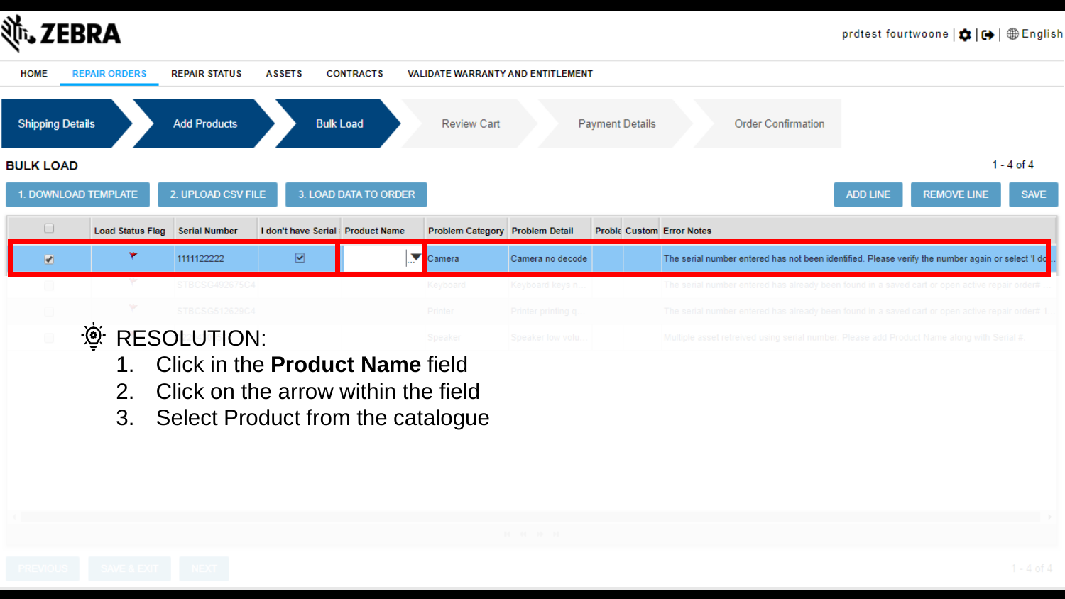ZEBRA

prdtest fourtwoone | English

HOME | REPAIR ORDERS | REPAIR STATUS | ASSETS | CONTRACTS | VALIDATE WARRANTY AND ENTITLEMENT

Shipping Details > Add Products > Bulk Load > Review Cart > Payment Details > Order Confirmation

## BULK LOAD

1 - 4 of 4

1. DOWNLOAD TEMPLATE | 2. UPLOAD CSV FILE | 3. LOAD DATA TO ORDER | ADD LINE | REMOVE LINE | SAVE

| | Load Status Flag | Serial Number | I don't have Serial | Product Name | Problem Category | Problem Detail | Proble | Custom | Error Notes |
|---|---|---|---|---|---|---|---|---|---|
| ☑ | | 1111122222 | ☑ | | Camera | Camera no decode | | | The serial number entered has not been identified. Please verify the number again or select 'I do... |
| ☐ | | STBCSG492675C4 | | | Keyboard | Keyboard keys n... | | | The serial number entered has already been found in a saved cart or open active repair order# ... |
| ☐ | | STBCSG512629C4 | | | Printer | Printer printing q... | | | The serial number entered has already been found in a saved cart or open active repair order# 1... |
| ☐ | | | | | Speaker | Speaker low volu... | | | Multiple asset retrieved using serial number. Please add Product Name along with Serial #. |

RESOLUTION:

1. Click in the **Product Name** field
2. Click on the arrow within the field
3. Select Product from the catalogue

PREVIOUS | SAVE & EXIT | NEXT

1 - 4 of 4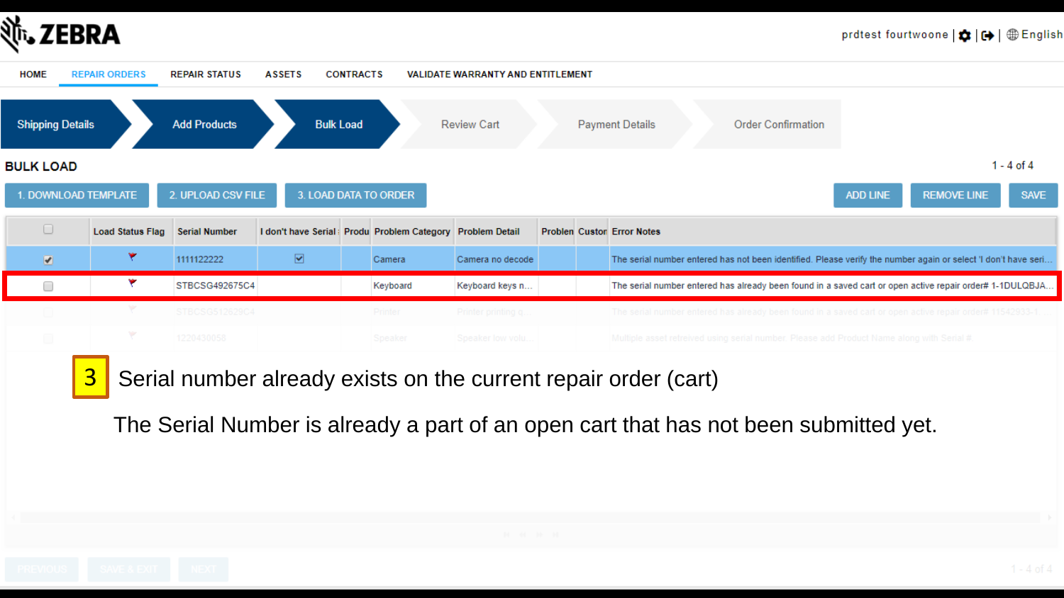**ZEBRA**

prdtest fourtwoone | English

HOME | REPAIR ORDERS | REPAIR STATUS | ASSETS | CONTRACTS | VALIDATE WARRANTY AND ENTITLEMENT

Shipping Details > Add Products > Bulk Load > Review Cart > Payment Details > Order Confirmation

## BULK LOAD

1 - 4 of 4

1. DOWNLOAD TEMPLATE | 2. UPLOAD CSV FILE | 3. LOAD DATA TO ORDER | ADD LINE | REMOVE LINE | SAVE

| | Load Status Flag | Serial Number | I don't have Serial | Produ | Problem Category | Problem Detail | Problen | Custor | Error Notes |
|---|---|---|---|---|---|---|---|---|---|
| ☑ | | 1111122222 | ☑ | | Camera | Camera no decode | | | The serial number entered has not been identified. Please verify the number again or select 'I don't have seri... |
| ☐ | | STBCSG492675C4 | | | Keyboard | Keyboard keys n... | | | The serial number entered has already been found in a saved cart or open active repair order# 1-1DULQBJA... |
| ☐ | | STBCSG512629C4 | | | Printer | Printer printing q... | | | The serial number entered has already been found in a saved cart or open active repair order# 11542933-1 |
| ☐ | | 1220430058 | | | Speaker | Speaker low volu... | | | Multiple asset retreived using serial number. Please add Product Name along with Serial # |

**3** Serial number already exists on the current repair order (cart)

The Serial Number is already a part of an open cart that has not been submitted yet.

PREVIOUS | SAVE & EXIT | NEXT

1 - 4 of 4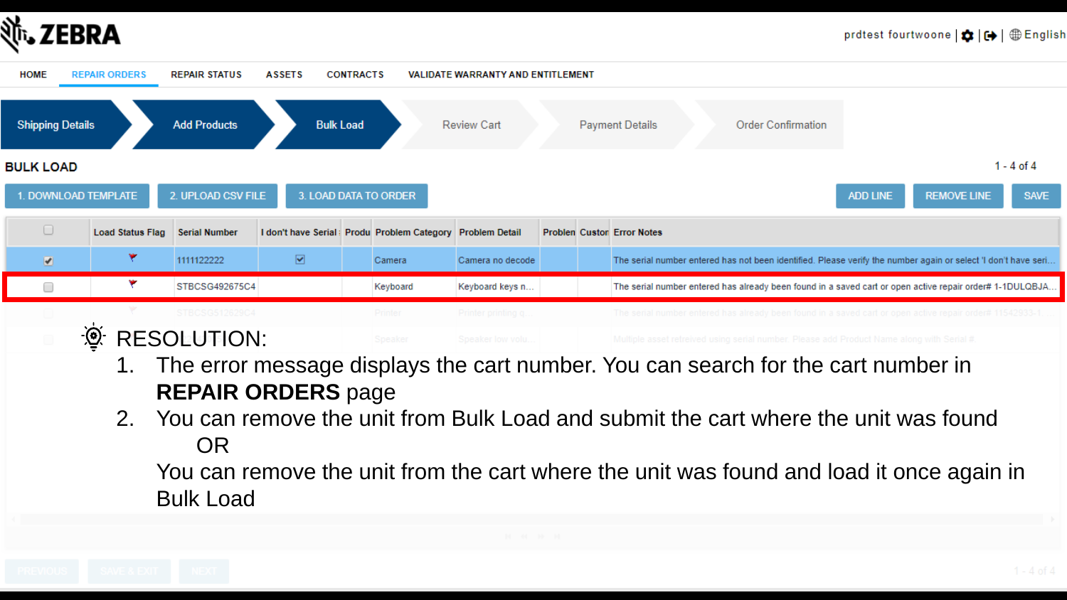ZEBRA

prdtest fourtwoone | English

HOME | REPAIR ORDERS | REPAIR STATUS | ASSETS | CONTRACTS | VALIDATE WARRANTY AND ENTITLEMENT

Shipping Details > Add Products > Bulk Load > Review Cart > Payment Details > Order Confirmation

## BULK LOAD

1 - 4 of 4

1. DOWNLOAD TEMPLATE | 2. UPLOAD CSV FILE | 3. LOAD DATA TO ORDER | ADD LINE | REMOVE LINE | SAVE

| | Load Status Flag | Serial Number | I don't have Serial | Produ | Problem Category | Problem Detail | Problen | Custor | Error Notes |
|---|---|---|---|---|---|---|---|---|---|
| ☑ | | 1111122222 | ☑ | | Camera | Camera no decode | | | The serial number entered has not been identified. Please verify the number again or select 'I don't have seri... |
| ☐ | | STBCSG492675C4 | | | Keyboard | Keyboard keys n... | | | The serial number entered has already been found in a saved cart or open active repair order# 1-1DULQBJA... |
| ☐ | | STBCSG512629C4 | | | Printer | Printer printing q... | | | The serial number entered has already been found in a saved cart or open active repair order# 11542933-1 |
| ☐ | | | | | Speaker | Speaker low volu... | | | Multiple asset retreived using serial number. Please add Product Name along with Serial # |

## RESOLUTION:

1. The error message displays the cart number. You can search for the cart number in **REPAIR ORDERS** page
2. You can remove the unit from Bulk Load and submit the cart where the unit was found
   OR
   You can remove the unit from the cart where the unit was found and load it once again in Bulk Load

PREVIOUS | SAVE & EXIT | NEXT

1 - 4 of 4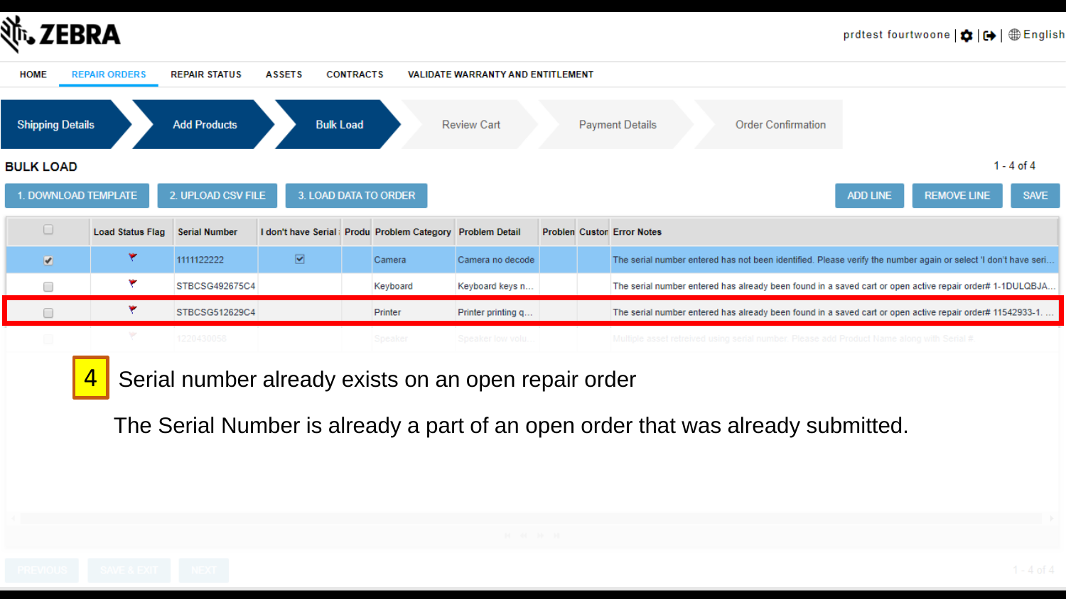ZEBRA

prdtest fourtwoone | English

HOME | REPAIR ORDERS | REPAIR STATUS | ASSETS | CONTRACTS | VALIDATE WARRANTY AND ENTITLEMENT

Shipping Details > Add Products > Bulk Load > Review Cart > Payment Details > Order Confirmation

## BULK LOAD

1 - 4 of 4

1. DOWNLOAD TEMPLATE | 2. UPLOAD CSV FILE | 3. LOAD DATA TO ORDER | ADD LINE | REMOVE LINE | SAVE

| | Load Status Flag | Serial Number | I don't have Serial | Produ | Problem Category | Problem Detail | Problen | Custor | Error Notes |
|---|---|---|---|---|---|---|---|---|---|
| ☑ | | 1111122222 | ☑ | | Camera | Camera no decode | | | The serial number entered has not been identified. Please verify the number again or select 'I don't have seri... |
| ☐ | | STBCSG492675C4 | | | Keyboard | Keyboard keys n... | | | The serial number entered has already been found in a saved cart or open active repair order# 1-1DULQBJA... |
| ☐ | | STBCSG512629C4 | | | Printer | Printer printing q... | | | The serial number entered has already been found in a saved cart or open active repair order# 11542933-1. ... |
| ☐ | | 1220430058 | | | Speaker | Speaker low volu... | | | Multiple asset retreived using serial number. Please add Product Name along with Serial #. |

**4** Serial number already exists on an open repair order

The Serial Number is already a part of an open order that was already submitted.

PREVIOUS | SAVE & EXIT | NEXT

1 - 4 of 4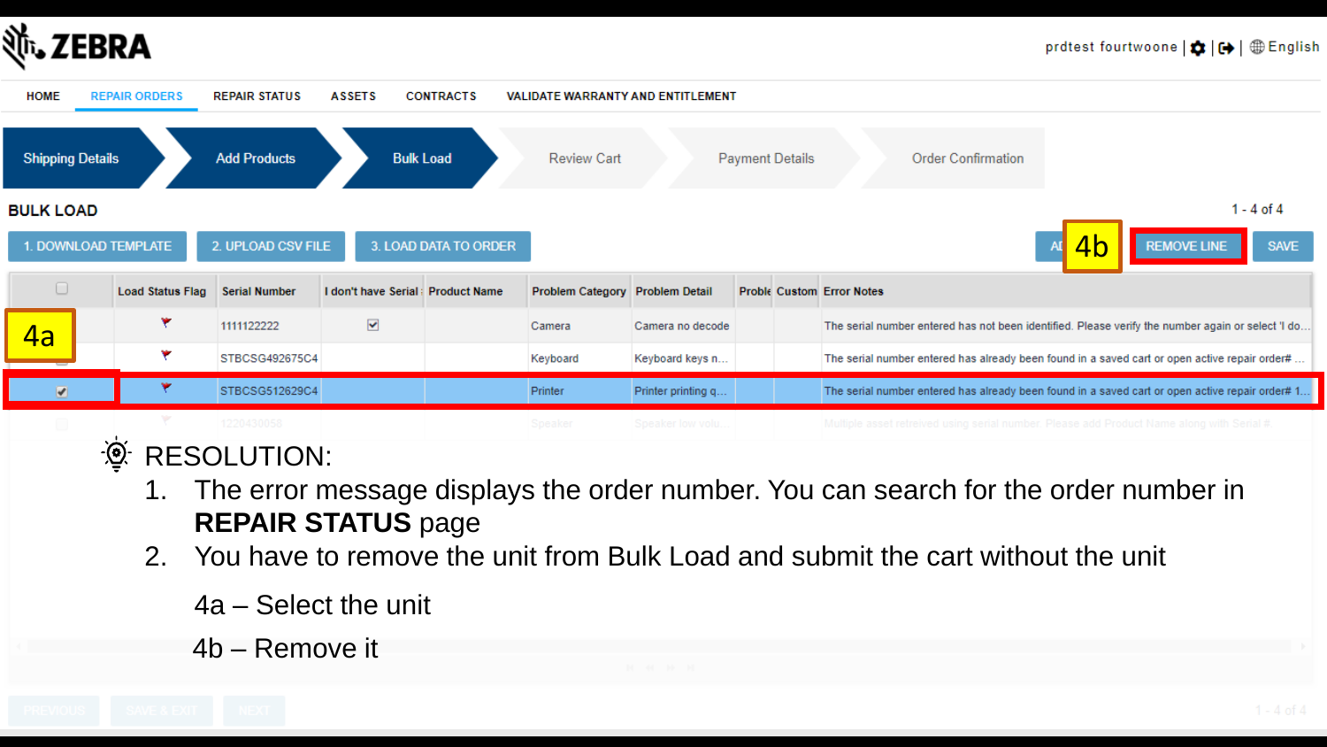ZEBRA

prdtest fourtwoone | English

HOME | REPAIR ORDERS | REPAIR STATUS | ASSETS | CONTRACTS | VALIDATE WARRANTY AND ENTITLEMENT

Shipping Details > Add Products > Bulk Load > Review Cart > Payment Details > Order Confirmation

## BULK LOAD

1 - 4 of 4

1. DOWNLOAD TEMPLATE | 2. UPLOAD CSV FILE | 3. LOAD DATA TO ORDER | AD | 4b | REMOVE LINE | SAVE

| | Load Status Flag | Serial Number | I don't have Serial | Product Name | Problem Category | Problem Detail | Proble | Custom | Error Notes |
|---|---|---|---|---|---|---|---|---|---|
| | | 1111122222 | ☑ | | Camera | Camera no decode | | | The serial number entered has not been identified. Please verify the number again or select 'I do... |
| | | STBCSG492675C4 | | | Keyboard | Keyboard keys n... | | | The serial number entered has already been found in a saved cart or open active repair order# ... |
| ☑ | | STBCSG512629C4 | | | Printer | Printer printing q... | | | The serial number entered has already been found in a saved cart or open active repair order# 1... |
| | | 1220430058 | | | Speaker | Speaker low volu... | | | Multiple asset retrieved using serial number. Please add Product Name along with Serial # |

4a

RESOLUTION:

1. The error message displays the order number. You can search for the order number in **REPAIR STATUS** page
2. You have to remove the unit from Bulk Load and submit the cart without the unit

   4a – Select the unit

   4b – Remove it

PREVIOUS | SAVE & EXIT | NEXT

1 - 4 of 4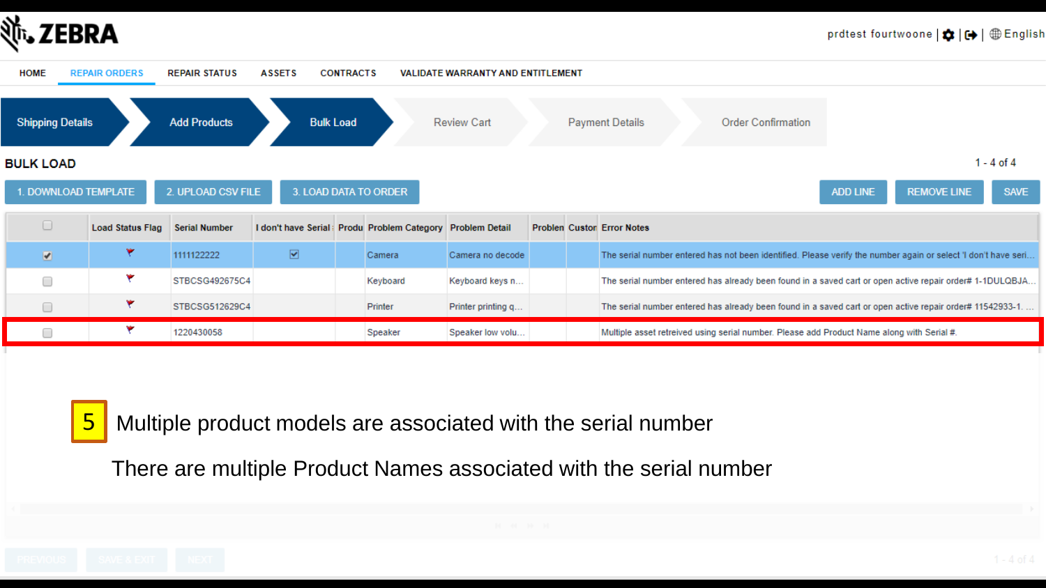ZEBRA

prdtest fourtwoone | English

HOME | REPAIR ORDERS | REPAIR STATUS | ASSETS | CONTRACTS | VALIDATE WARRANTY AND ENTITLEMENT

Shipping Details > Add Products > Bulk Load > Review Cart > Payment Details > Order Confirmation

## BULK LOAD

1 - 4 of 4

1. DOWNLOAD TEMPLATE | 2. UPLOAD CSV FILE | 3. LOAD DATA TO ORDER | ADD LINE | REMOVE LINE | SAVE

| | Load Status Flag | Serial Number | I don't have Serial | Produ | Problem Category | Problem Detail | Problen | Custor | Error Notes |
|---|---|---|---|---|---|---|---|---|---|
| ☑ | 🚩 | 1111122222 | ☑ | | Camera | Camera no decode | | | The serial number entered has not been identified. Please verify the number again or select 'I don't have seri... |
| ☐ | 🚩 | STBCSG492675C4 | | | Keyboard | Keyboard keys n... | | | The serial number entered has already been found in a saved cart or open active repair order# 1-1DULQBJA... |
| ☐ | 🚩 | STBCSG512629C4 | | | Printer | Printer printing q... | | | The serial number entered has already been found in a saved cart or open active repair order# 11542933-1. ... |
| ☐ | 🚩 | 1220430058 | | | Speaker | Speaker low volu... | | | Multiple asset retreived using serial number. Please add Product Name along with Serial #. |

**5** Multiple product models are associated with the serial number

There are multiple Product Names associated with the serial number

PREVIOUS | SAVE & EXIT | NEXT

1 - 4 of 4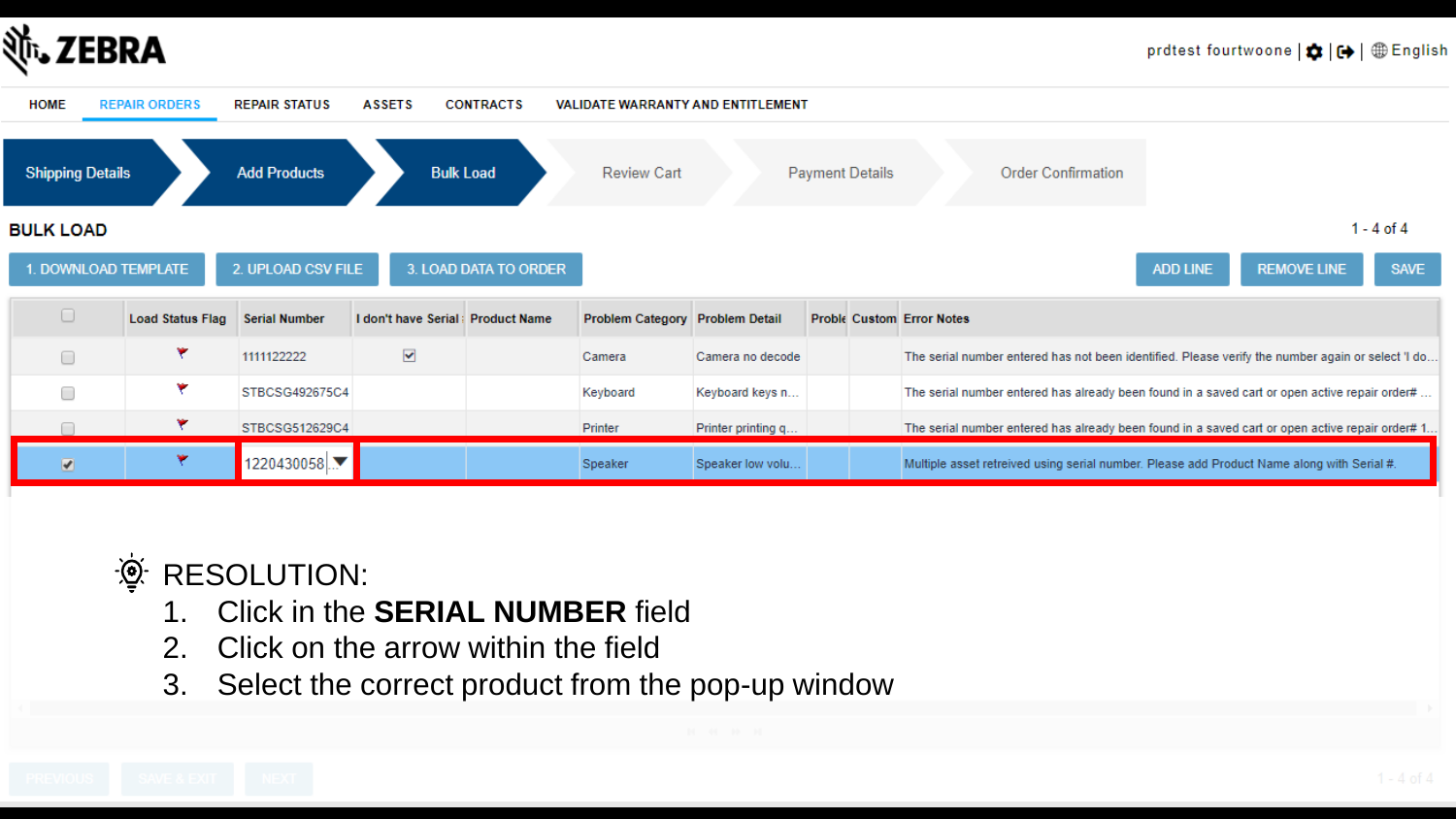ZEBRA

prdtest fourtwoone | English

HOME | REPAIR ORDERS | REPAIR STATUS | ASSETS | CONTRACTS | VALIDATE WARRANTY AND ENTITLEMENT

Shipping Details > Add Products > Bulk Load > Review Cart > Payment Details > Order Confirmation

## BULK LOAD

1 - 4 of 4

1. DOWNLOAD TEMPLATE | 2. UPLOAD CSV FILE | 3. LOAD DATA TO ORDER | ADD LINE | REMOVE LINE | SAVE

| ☐ | Load Status Flag | Serial Number | I don't have Serial | Product Name | Problem Category | Problem Detail | Proble | Custom | Error Notes |
|---|---|---|---|---|---|---|---|---|---|
| ☐ | ⚑ | 1111122222 | ☑ | | Camera | Camera no decode | | | The serial number entered has not been identified. Please verify the number again or select 'I do... |
| ☐ | ⚑ | STBCSG492675C4 | | | Keyboard | Keyboard keys n... | | | The serial number entered has already been found in a saved cart or open active repair order# ... |
| ☐ | ⚑ | STBCSG512629C4 | | | Printer | Printer printing q... | | | The serial number entered has already been found in a saved cart or open active repair order# 1... |
| ☑ | ⚑ | 1220430058 ▼ | | | Speaker | Speaker low volu... | | | Multiple asset retreived using serial number. Please add Product Name along with Serial #. |

RESOLUTION:

1. Click in the **SERIAL NUMBER** field
2. Click on the arrow within the field
3. Select the correct product from the pop-up window

PREVIOUS | SAVE & EXIT | NEXT

1 - 4 of 4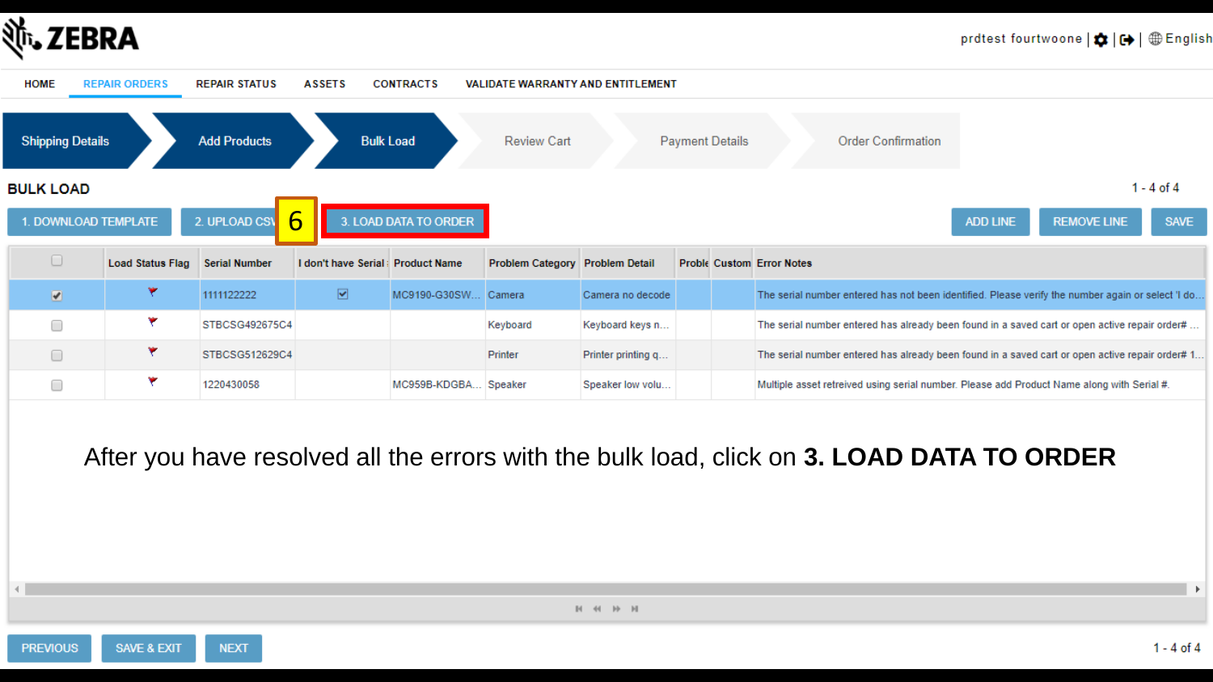ZEBRA

prdtest fourtwoone | English

HOME | REPAIR ORDERS | REPAIR STATUS | ASSETS | CONTRACTS | VALIDATE WARRANTY AND ENTITLEMENT

Shipping Details → Add Products → Bulk Load → Review Cart → Payment Details → Order Confirmation

## BULK LOAD

1 - 4 of 4

1. DOWNLOAD TEMPLATE | 2. UPLOAD CSV | 6 | 3. LOAD DATA TO ORDER | ADD LINE | REMOVE LINE | SAVE

| | Load Status Flag | Serial Number | I don't have Serial | Product Name | Problem Category | Problem Detail | Proble | Custom | Error Notes |
|---|---|---|---|---|---|---|---|---|---|
| ☑ | | 1111122222 | ☑ | MC9190-G30SW... | Camera | Camera no decode | | | The serial number entered has not been identified. Please verify the number again or select 'I do... |
| ☐ | | STBCSG492675C4 | | | Keyboard | Keyboard keys n... | | | The serial number entered has already been found in a saved cart or open active repair order# ... |
| ☐ | | STBCSG512629C4 | | | Printer | Printer printing q... | | | The serial number entered has already been found in a saved cart or open active repair order# 1... |
| ☐ | | 1220430058 | | MC959B-KDGBA... | Speaker | Speaker low volu... | | | Multiple asset retreived using serial number. Please add Product Name along with Serial #. |

After you have resolved all the errors with the bulk load, click on **3. LOAD DATA TO ORDER**

PREVIOUS | SAVE & EXIT | NEXT

1 - 4 of 4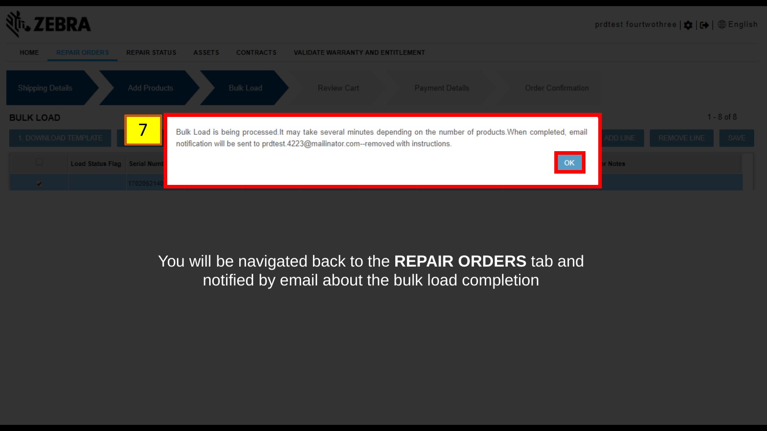BULK LOAD

7

Bulk Load is being processed.It may take several minutes depending on the number of products.When completed, email notification will be sent to prdtest.4223@mailinator.com--removed with instructions.

OK

You will be navigated back to the **REPAIR ORDERS** tab and notified by email about the bulk load completion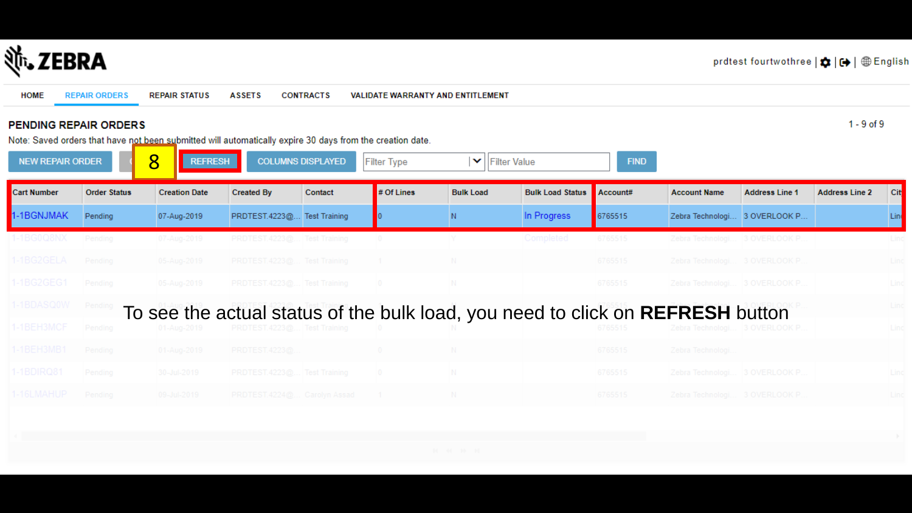**ZEBRA**

prdtest fourtwothree | English

HOME | REPAIR ORDERS | REPAIR STATUS | ASSETS | CONTRACTS | VALIDATE WARRANTY AND ENTITLEMENT

## PENDING REPAIR ORDERS

1 - 9 of 9

Note: Saved orders that have not been submitted will automatically expire 30 days from the creation date.

NEW REPAIR ORDER | 8 | REFRESH | COLUMNS DISPLAYED | Filter Type | Filter Value | FIND

| Cart Number | Order Status | Creation Date | Created By | Contact | # Of Lines | Bulk Load | Bulk Load Status | Account# | Account Name | Address Line 1 | Address Line 2 | Cit |
|---|---|---|---|---|---|---|---|---|---|---|---|---|
| 1-1BGNJMAK | Pending | 07-Aug-2019 | PRDTEST.4223@... | Test Training | 0 | N | In Progress | 6765515 | Zebra Technologi... | 3 OVERLOOK P... | | Lin |
| 1-1BG0Q8NX | Pending | 07-Aug-2019 | PRDTEST.4223@... | Test Training | 0 | Y | Completed | 6765515 | Zebra Technologi... | 3 OVERLOOK P... | | Lin |
| 1-1BG2GELA | Pending | 05-Aug-2019 | PRDTEST.4223@... | Test Training | 1 | N | | 6765515 | Zebra Technologi... | 3 OVERLOOK P... | | Lin |
| 1-1BG2GEG1 | Pending | 05-Aug-2019 | PRDTEST.4223@... | Test Training | 0 | N | | 6765515 | Zebra Technologi... | 3 OVERLOOK P... | | Lin |
| 1-1BDASQ0W | Pending | 01-Aug-2019 | PRDTEST.4223@... | Test Training | | | | 6765515 | | 3 OVERLOOK P... | | Lin |
| 1-1BEH3MCF | Pending | 01-Aug-2019 | PRDTEST.4223@... | Test Training | 0 | N | | 6765515 | Zebra Technologi... | 3 OVERLOOK P... | | Lin |
| 1-1BEH3MB1 | Pending | 01-Aug-2019 | PRDTEST.4223@... | | 0 | N | | 6765515 | Zebra Technologi... | | | |
| 1-1BDIRQ81 | Pending | 30-Jul-2019 | PRDTEST.4223@... | Test Training | 0 | N | | 6765515 | Zebra Technologi... | 3 OVERLOOK P... | | Lin |
| 1-16LMAHUP | Pending | 09-Jul-2019 | PRDTEST.4224@... | Carolyn Assad | 1 | N | | 6765515 | Zebra Technologi... | 3 OVERLOOK P... | | Lin |

To see the actual status of the bulk load, you need to click on **REFRESH** button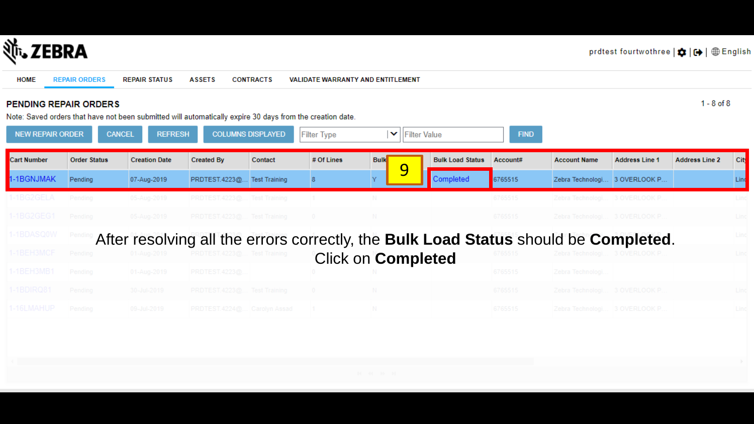ZEBRA

prdtest fourtwothree | English

HOME | REPAIR ORDERS | REPAIR STATUS | ASSETS | CONTRACTS | VALIDATE WARRANTY AND ENTITLEMENT

## PENDING REPAIR ORDERS

1 - 8 of 8

Note: Saved orders that have not been submitted will automatically expire 30 days from the creation date.

NEW REPAIR ORDER | CANCEL | REFRESH | COLUMNS DISPLAYED | Filter Type | Filter Value | FIND

| Cart Number | Order Status | Creation Date | Created By | Contact | # Of Lines | Bulk | Bulk Load Status | Account# | Account Name | Address Line 1 | Address Line 2 | City |
|---|---|---|---|---|---|---|---|---|---|---|---|---|
| 1-1BGNJMAK | Pending | 07-Aug-2019 | PRDTEST.4223@... | Test Training | 8 | Y | Completed | 6765515 | Zebra Technologi... | 3 OVERLOOK P... | | Linc |
| 1-1BG2GELA | Pending | 05-Aug-2019 | PRDTEST.4223@... | Test Training | 1 | N | | 6765515 | Zebra Technologi... | 3 OVERLOOK P... | | Linc |
| 1-1BG2GEG1 | Pending | 05-Aug-2019 | PRDTEST.4223@... | Test Training | 0 | N | | 6765515 | Zebra Technologi... | 3 OVERLOOK P... | | Linc |
| 1-1BDASQ0W | Pending | | | | | | | | | | | Linc |
| 1-1BEH3MCF | Pending | 01-Aug-2019 | PRDTEST.4223@... | Test Training | 0 | N | | 6765515 | Zebra Technologi... | 3 OVERLOOK P... | | Linc |
| 1-1BEH3MB1 | Pending | 01-Aug-2019 | PRDTEST.4223@... | | 0 | N | | 6765515 | Zebra Technologi... | | | |
| 1-1BDIRQ81 | Pending | 30-Jul-2019 | PRDTEST.4223@... | Test Training | 0 | N | | 6765515 | Zebra Technologi... | 3 OVERLOOK P... | | Linc |
| 1-16LMAHUP | Pending | 09-Jul-2019 | PRDTEST.4224@... | Carolyn Assad | 1 | N | | 6765515 | Zebra Technologi... | 3 OVERLOOK P... | | Linc |

9

After resolving all the errors correctly, the **Bulk Load Status** should be **Completed**. Click on **Completed**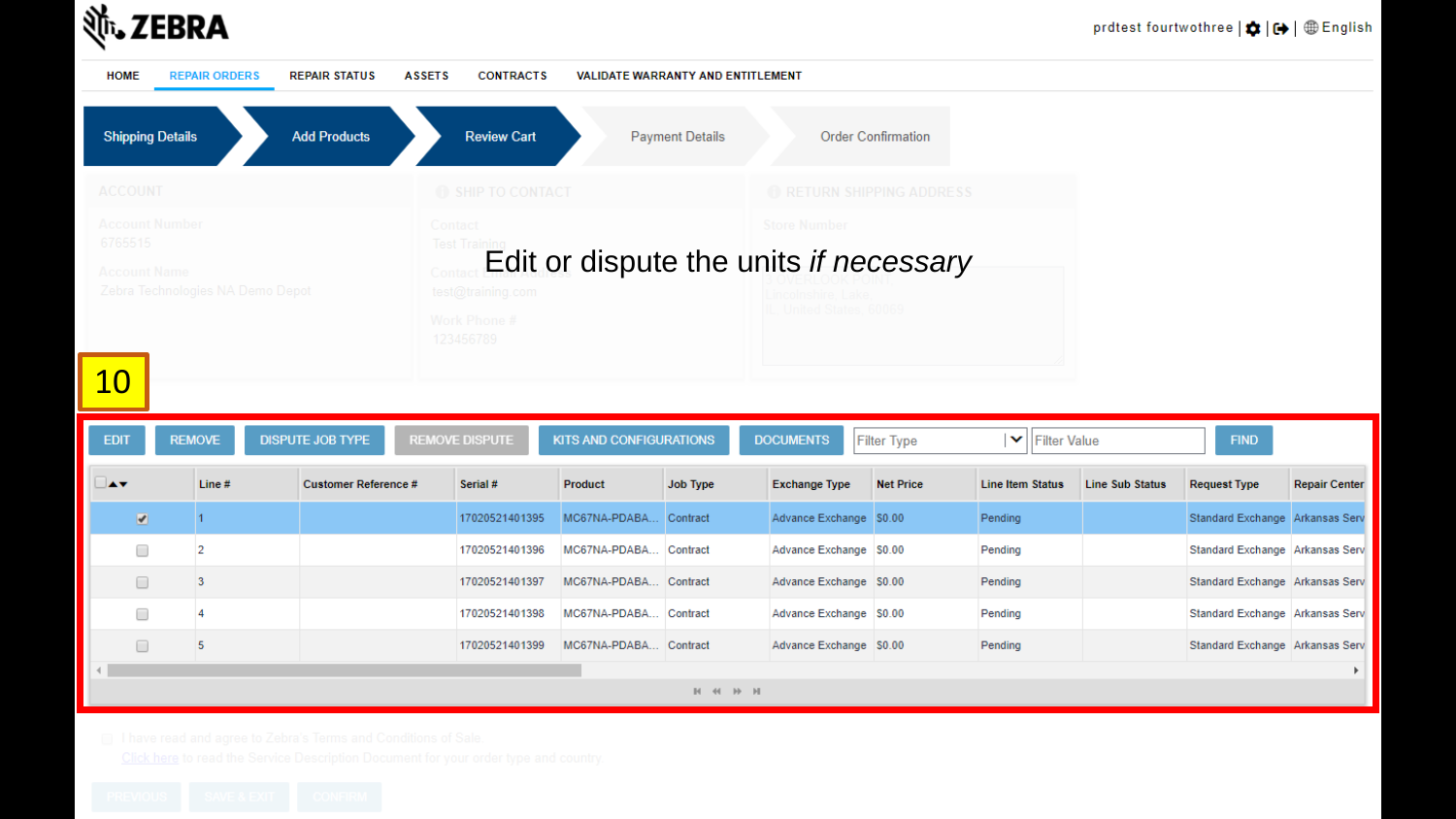ZEBRA

prdtest fourtwothree | English

HOME | REPAIR ORDERS | REPAIR STATUS | ASSETS | CONTRACTS | VALIDATE WARRANTY AND ENTITLEMENT

Shipping Details → Add Products → Review Cart → Payment Details → Order Confirmation

ACCOUNT

Account Number
6765515

Account Name
Zebra Technologies NA Demo Depot

SHIP TO CONTACT

Contact
Test Training

Contact Email Address
test@training.com

Work Phone #
123456789

RETURN SHIPPING ADDRESS

Store Number

1 OVERLOOK POINT
Lincolnshire Lake
IL United States, 60069

Edit or dispute the units *if necessary*

10

EDIT | REMOVE | DISPUTE JOB TYPE | REMOVE DISPUTE | KITS AND CONFIGURATIONS | DOCUMENTS | Filter Type | Filter Value | FIND

| | Line # | Customer Reference # | Serial # | Product | Job Type | Exchange Type | Net Price | Line Item Status | Line Sub Status | Request Type | Repair Center |
|---|---|---|---|---|---|---|---|---|---|---|---|
| ☑ | 1 | | 17020521401395 | MC67NA-PDABA... | Contract | Advance Exchange | $0.00 | Pending | | Standard Exchange | Arkansas Serv |
| ☐ | 2 | | 17020521401396 | MC67NA-PDABA... | Contract | Advance Exchange | $0.00 | Pending | | Standard Exchange | Arkansas Serv |
| ☐ | 3 | | 17020521401397 | MC67NA-PDABA... | Contract | Advance Exchange | $0.00 | Pending | | Standard Exchange | Arkansas Serv |
| ☐ | 4 | | 17020521401398 | MC67NA-PDABA... | Contract | Advance Exchange | $0.00 | Pending | | Standard Exchange | Arkansas Serv |
| ☐ | 5 | | 17020521401399 | MC67NA-PDABA... | Contract | Advance Exchange | $0.00 | Pending | | Standard Exchange | Arkansas Serv |

I have read and agree to Zebra's Terms and Conditions of Sale.
Click here to read the Service Description Document for your order type and country.

PREVIOUS | SAVE & EXIT | CONFIRM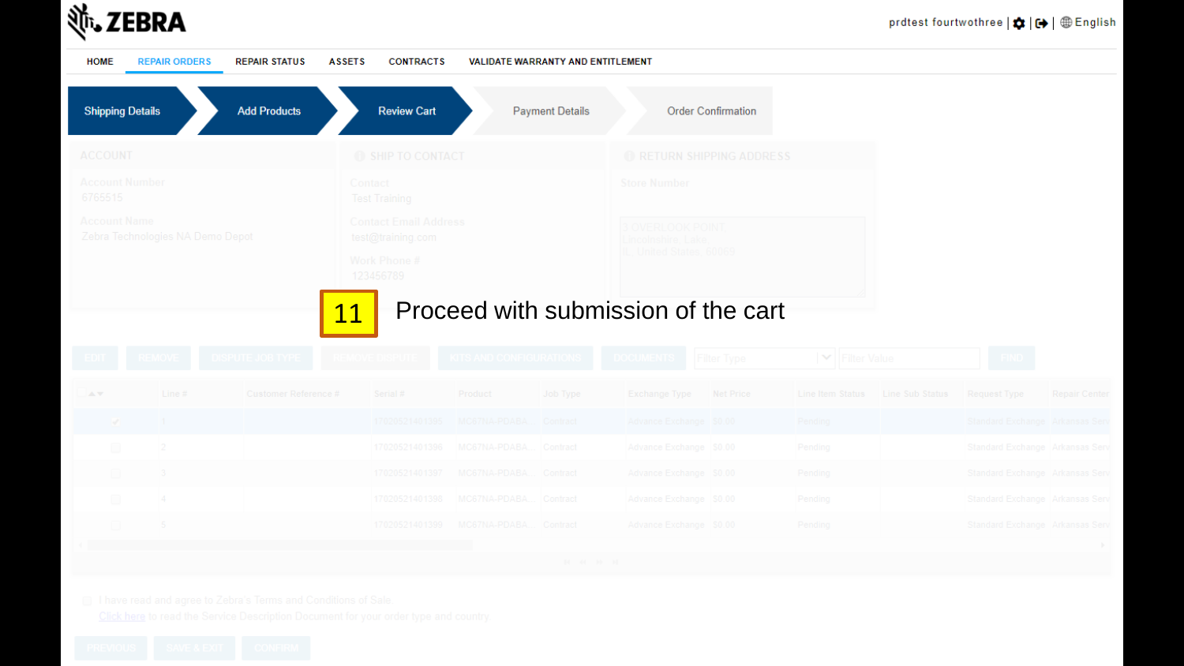ZEBRA

prdtest fourtwothree | English

HOME | REPAIR ORDERS | REPAIR STATUS | ASSETS | CONTRACTS | VALIDATE WARRANTY AND ENTITLEMENT

Shipping Details > Add Products > Review Cart > Payment Details > Order Confirmation

**ACCOUNT**

Account Number
6765515

Account Name
Zebra Technologies NA Demo Depot

**SHIP TO CONTACT**

Contact
Test Training

Contact Email Address
test@training.com

Work Phone #
123456789

**RETURN SHIPPING ADDRESS**

Store Number

3 OVERLOOK POINT
Lincolnshire, Lake
IL, United States, 60069

**11** Proceed with submission of the cart

EDIT | REMOVE | DISPUTE JOB TYPE | REMOVE DISPUTE | KITS AND CONFIGURATIONS | DOCUMENTS | Filter Type | Filter Value | FIND

| | Line # | Customer Reference # | Serial # | Product | Job Type | Exchange Type | Net Price | Line Item Status | Line Sub Status | Request Type | Repair Center |
|---|---|---|---|---|---|---|---|---|---|---|---|
| ✓ | 1 | | 17020521401395 | MC67NA-PDABA... | Contract | Advance Exchange | $0.00 | Pending | | Standard Exchange | Arkansas Serv |
| | 2 | | 17020521401396 | MC67NA-PDABA... | Contract | Advance Exchange | $0.00 | Pending | | Standard Exchange | Arkansas Serv |
| | 3 | | 17020521401397 | MC67NA-PDABA... | Contract | Advance Exchange | $0.00 | Pending | | Standard Exchange | Arkansas Serv |
| | 4 | | 17020521401398 | MC67NA-PDABA... | Contract | Advance Exchange | $0.00 | Pending | | Standard Exchange | Arkansas Serv |
| | 5 | | 17020521401399 | MC67NA-PDABA... | Contract | Advance Exchange | $0.00 | Pending | | Standard Exchange | Arkansas Serv |

I have read and agree to Zebra's Terms and Conditions of Sale.
Click here to read the Service Description Document for your order type and country.

PREVIOUS | SAVE & EXIT | CONFIRM